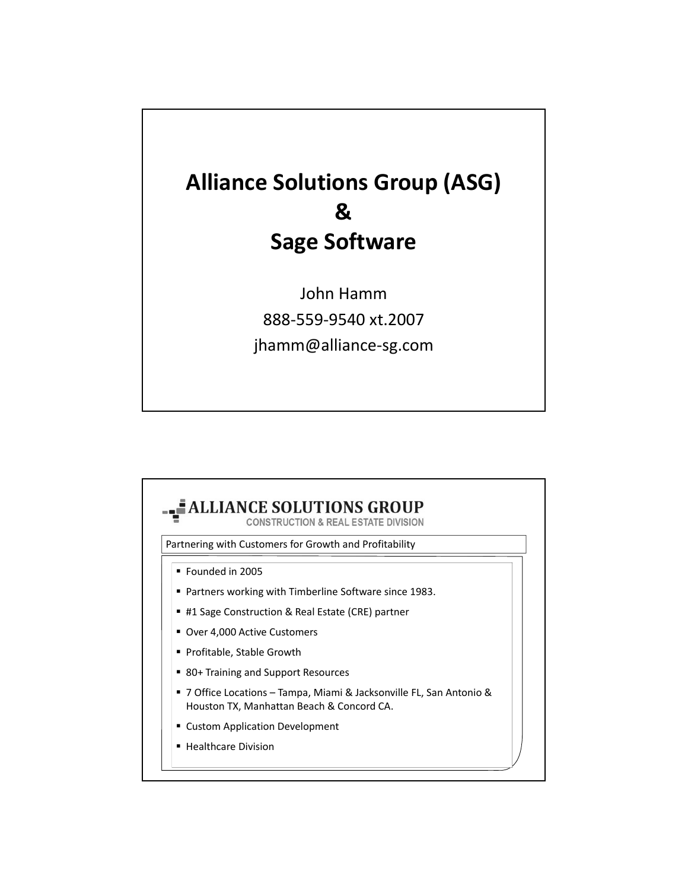# Alliance Solutions Group (ASG)
# &
# Sage Software

John Hamm

888-559-9540 xt.2007

jhamm@alliance-sg.com

---

## ALLIANCE SOLUTIONS GROUP

CONSTRUCTION & REAL ESTATE DIVISION

Partnering with Customers for Growth and Profitability

- Founded in 2005
- Partners working with Timberline Software since 1983.
- #1 Sage Construction & Real Estate (CRE) partner
- Over 4,000 Active Customers
- Profitable, Stable Growth
- 80+ Training and Support Resources
- 7 Office Locations – Tampa, Miami & Jacksonville FL, San Antonio & Houston TX, Manhattan Beach & Concord CA.
- Custom Application Development
- Healthcare Division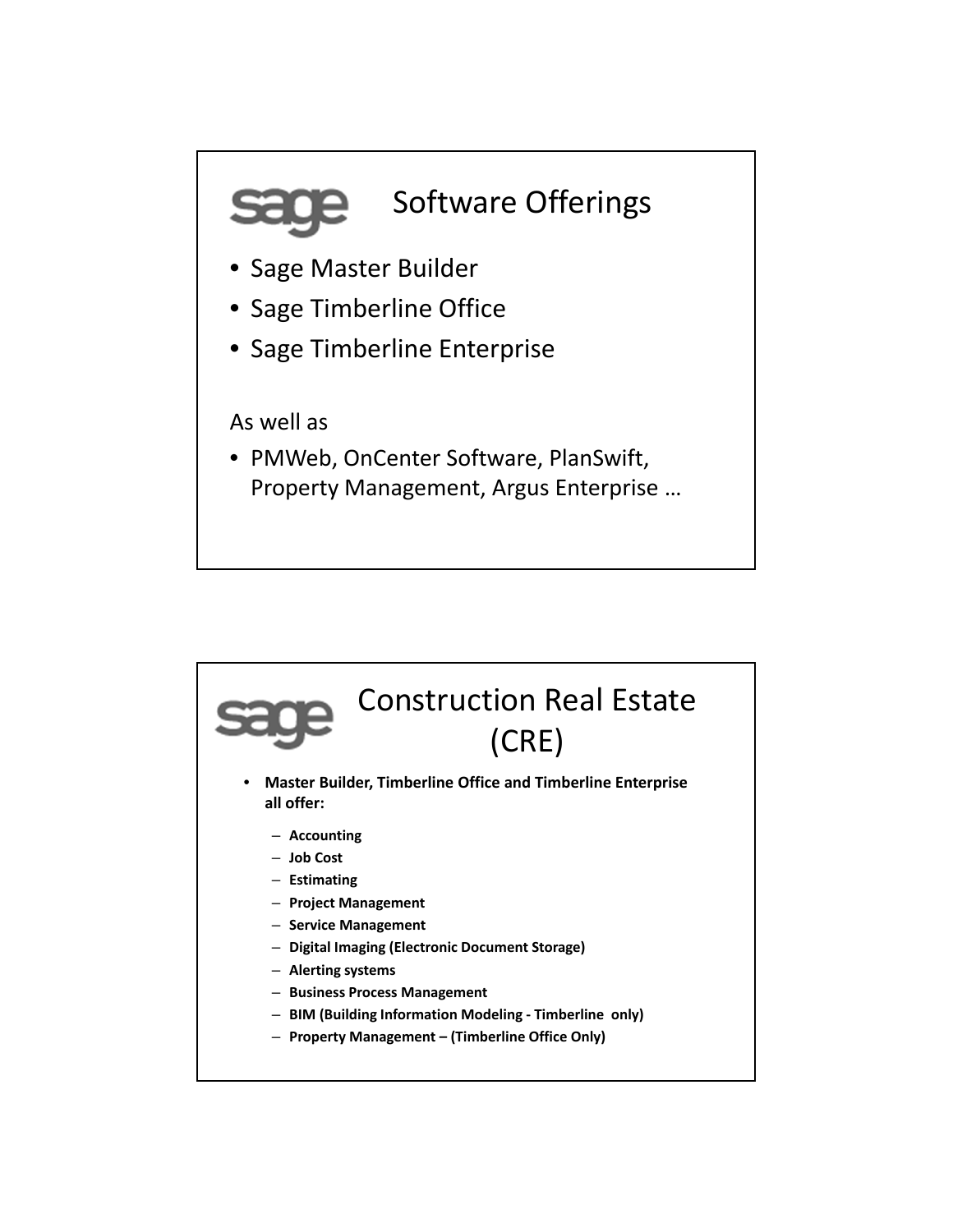## Software Offerings

- Sage Master Builder
- Sage Timberline Office
- Sage Timberline Enterprise

As well as

- PMWeb, OnCenter Software, PlanSwift, Property Management, Argus Enterprise …

## Construction Real Estate (CRE)

- **Master Builder, Timberline Office and Timberline Enterprise all offer:**
  - **Accounting**
  - **Job Cost**
  - **Estimating**
  - **Project Management**
  - **Service Management**
  - **Digital Imaging (Electronic Document Storage)**
  - **Alerting systems**
  - **Business Process Management**
  - **BIM (Building Information Modeling - Timberline only)**
  - **Property Management – (Timberline Office Only)**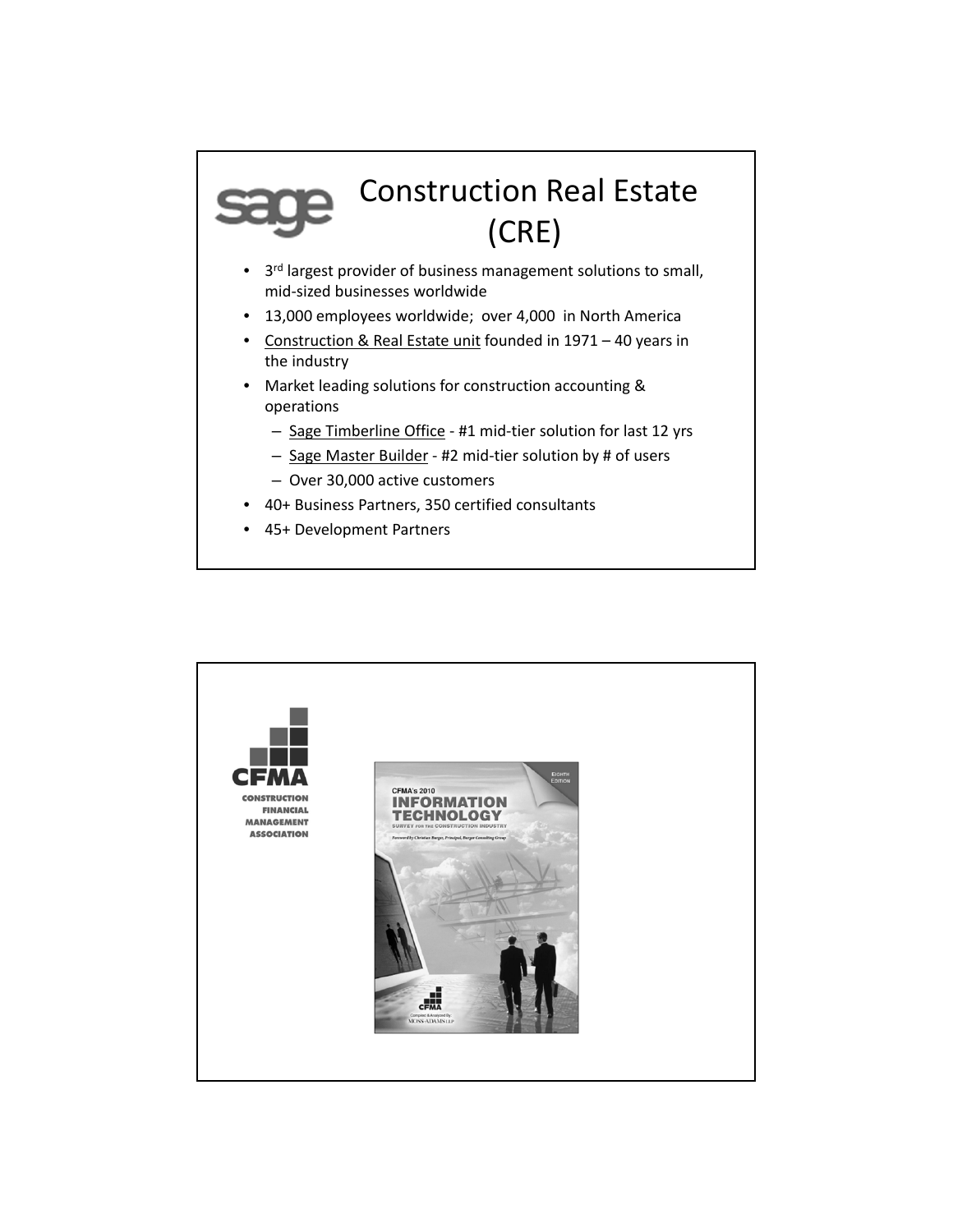# Construction Real Estate (CRE)

- 3rd largest provider of business management solutions to small, mid-sized businesses worldwide
- 13,000 employees worldwide; over 4,000 in North America
- Construction & Real Estate unit founded in 1971 – 40 years in the industry
- Market leading solutions for construction accounting & operations
  - Sage Timberline Office - #1 mid-tier solution for last 12 yrs
  - Sage Master Builder - #2 mid-tier solution by # of users
  - Over 30,000 active customers
- 40+ Business Partners, 350 certified consultants
- 45+ Development Partners

---

CFMA
CONSTRUCTION FINANCIAL MANAGEMENT ASSOCIATION

CFMA's 2010 INFORMATION TECHNOLOGY SURVEY FOR THE CONSTRUCTION INDUSTRY

EIGHTH EDITION

Foreword by Christian Burger, Principal, Burger Consulting Group

Compiled & Analyzed By MOSS-ADAMS LLP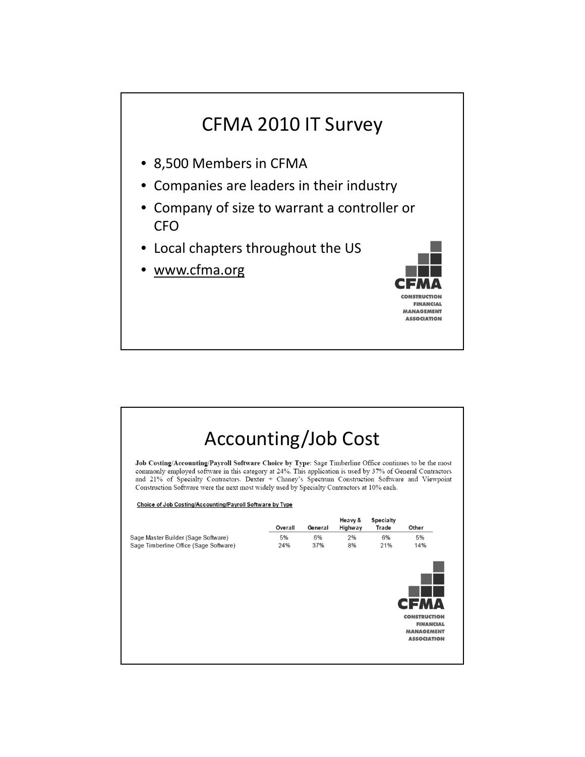# CFMA 2010 IT Survey

- 8,500 Members in CFMA
- Companies are leaders in their industry
- Company of size to warrant a controller or CFO
- Local chapters throughout the US
- www.cfma.org

CFMA
CONSTRUCTION FINANCIAL MANAGEMENT ASSOCIATION

# Accounting/Job Cost

**Job Costing/Accounting/Payroll Software Choice by Type**: Sage Timberline Office continues to be the most commonly employed software in this category at 24%. This application is used by 37% of General Contractors and 21% of Specialty Contractors. Dexter + Chaney's Spectrum Construction Software and Viewpoint Construction Software were the next most widely used by Specialty Contractors at 10% each.

Choice of Job Costing/Accounting/Payroll Software by Type

| | Overall | General | Heavy & Highway | Specialty Trade | Other |
|---|---|---|---|---|---|
| Sage Master Builder (Sage Software) | 5% | 6% | 2% | 6% | 5% |
| Sage Timberline Office (Sage Software) | 24% | 37% | 8% | 21% | 14% |

CFMA
CONSTRUCTION FINANCIAL MANAGEMENT ASSOCIATION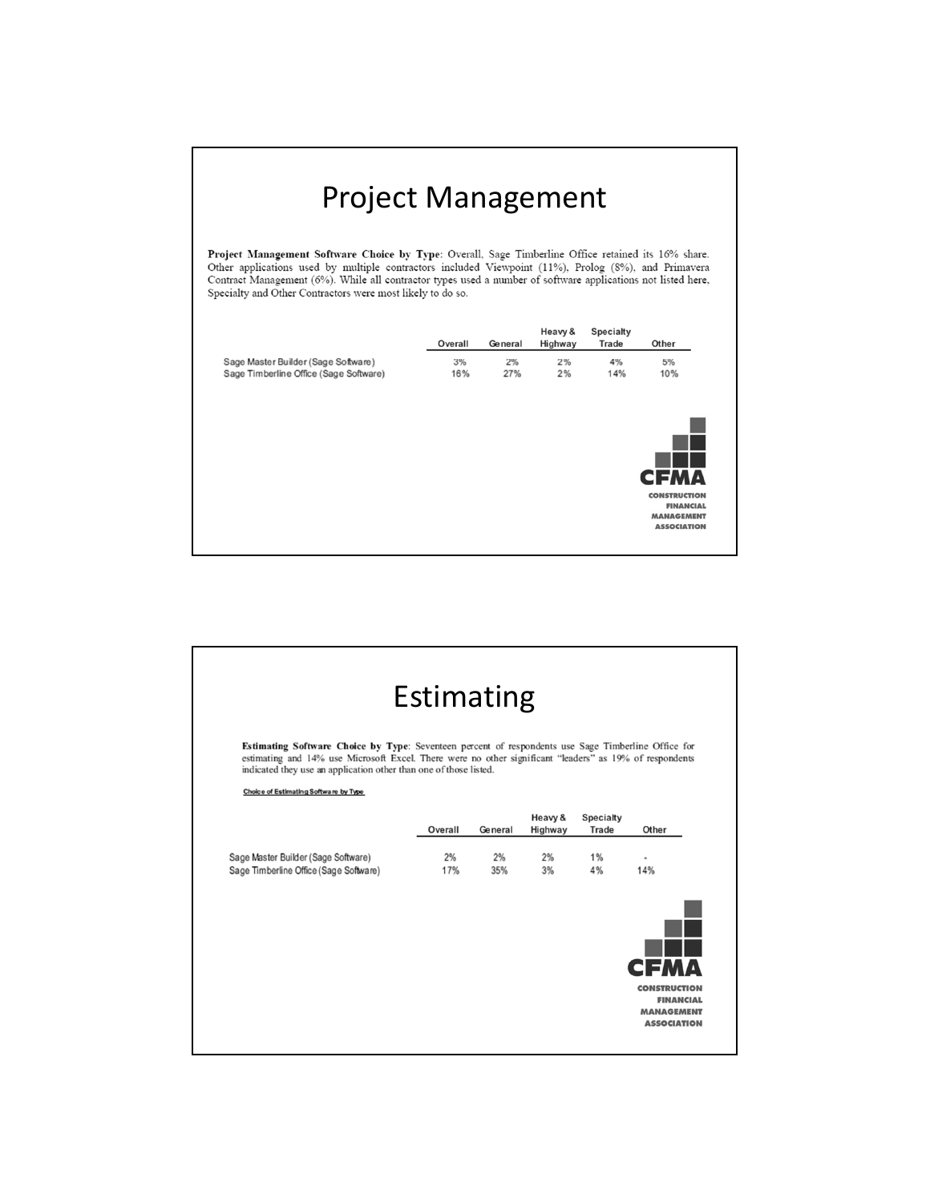# Project Management

**Project Management Software Choice by Type**: Overall, Sage Timberline Office retained its 16% share. Other applications used by multiple contractors included Viewpoint (11%), Prolog (8%), and Primavera Contract Management (6%). While all contractor types used a number of software applications not listed here, Specialty and Other Contractors were most likely to do so.

| | Overall | General | Heavy & Highway | Specialty Trade | Other |
|---|---|---|---|---|---|
| Sage Master Builder (Sage Software) | 3% | 2% | 2% | 4% | 5% |
| Sage Timberline Office (Sage Software) | 16% | 27% | 2% | 14% | 10% |

CFMA
CONSTRUCTION FINANCIAL MANAGEMENT ASSOCIATION

# Estimating

**Estimating Software Choice by Type**: Seventeen percent of respondents use Sage Timberline Office for estimating and 14% use Microsoft Excel. There were no other significant "leaders" as 19% of respondents indicated they use an application other than one of those listed.

Choice of Estimating Software by Type

| | Overall | General | Heavy & Highway | Specialty Trade | Other |
|---|---|---|---|---|---|
| Sage Master Builder (Sage Software) | 2% | 2% | 2% | 1% | - |
| Sage Timberline Office (Sage Software) | 17% | 35% | 3% | 4% | 14% |

CFMA
CONSTRUCTION FINANCIAL MANAGEMENT ASSOCIATION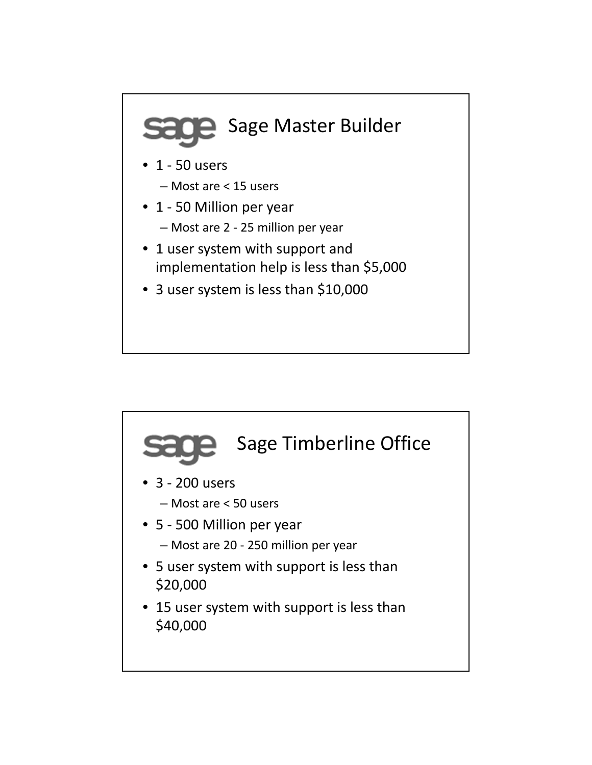## Sage Master Builder

- 1 - 50 users
  - Most are < 15 users
- 1 - 50 Million per year
  - Most are 2 - 25 million per year
- 1 user system with support and implementation help is less than $5,000
- 3 user system is less than $10,000

## Sage Timberline Office

- 3 - 200 users
  - Most are < 50 users
- 5 - 500 Million per year
  - Most are 20 - 250 million per year
- 5 user system with support is less than $20,000
- 15 user system with support is less than $40,000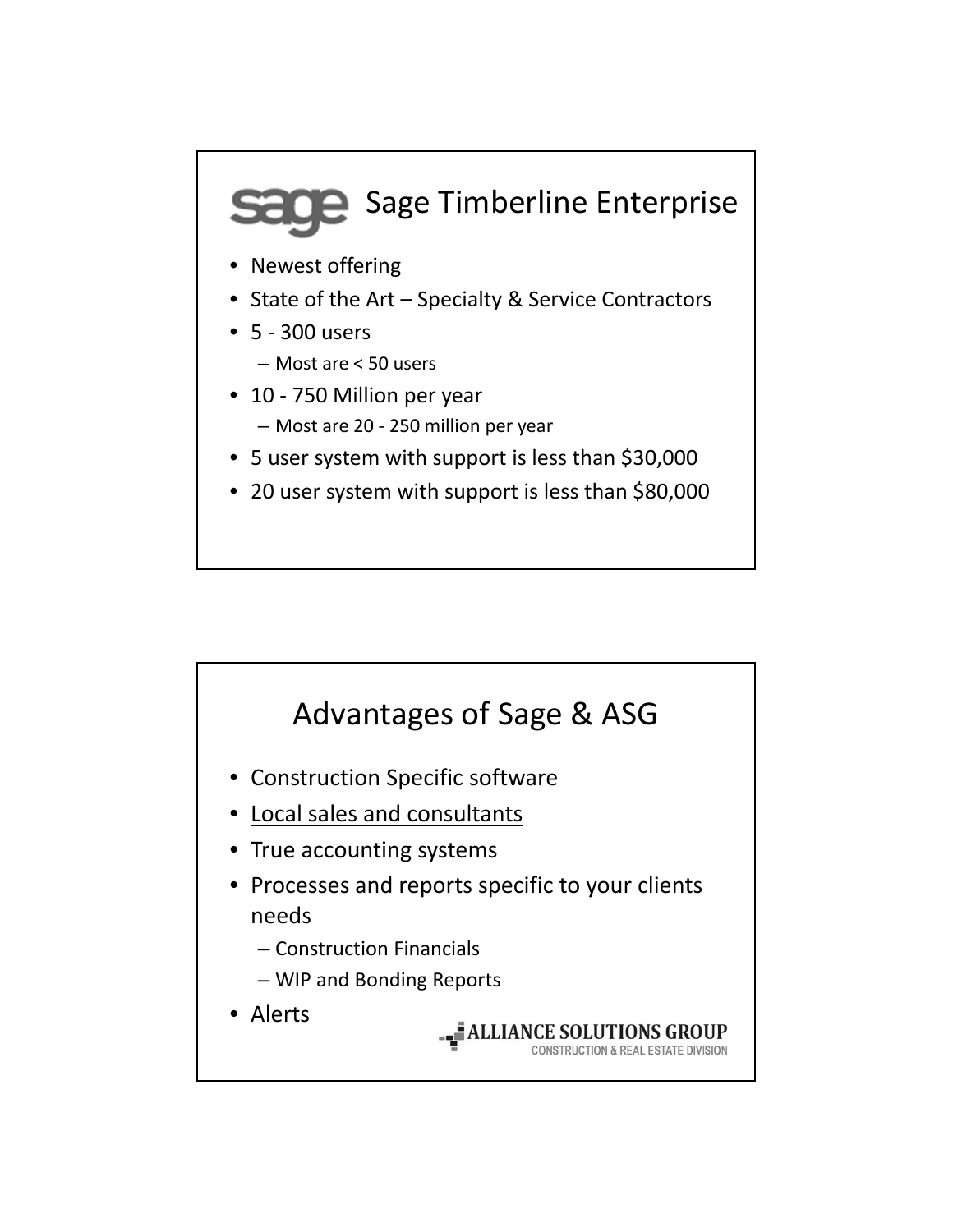## Sage Timberline Enterprise

- Newest offering
- State of the Art – Specialty & Service Contractors
- 5 - 300 users
  - Most are < 50 users
- 10 - 750 Million per year
  - Most are 20 - 250 million per year
- 5 user system with support is less than $30,000
- 20 user system with support is less than $80,000

## Advantages of Sage & ASG

- Construction Specific software
- Local sales and consultants
- True accounting systems
- Processes and reports specific to your clients needs
  - Construction Financials
  - WIP and Bonding Reports
- Alerts

ALLIANCE SOLUTIONS GROUP
CONSTRUCTION & REAL ESTATE DIVISION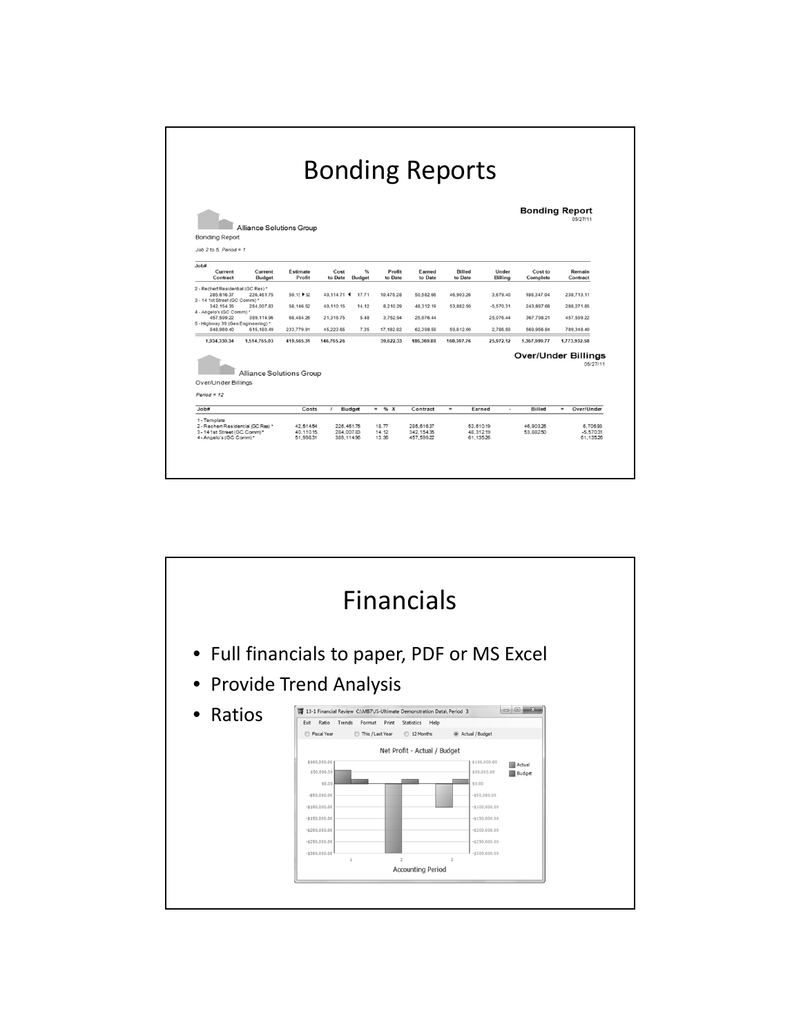# Bonding Reports

**Bonding Report**
05/27/11

Alliance Solutions Group

Bonding Report

*Job 2 to 5, Period = 1*

| Job# Current Contract | Current Budget | Estimate Profit | Cost to Date | % Budget | Profit to Date | Earned to Date | Billed to Date | Under Billing | Cost to Complete | Remain Contract |
|---|---|---|---|---|---|---|---|---|---|---|
| 2 - Rechert Residential (GC Res) * | | | | | | | | | | |
| 285,616.37 | 226,461.75 | 59,154.62 | 40,114.71 | 17.71 | 10,476.28 | 50,582.66 | 46,903.26 | 3,679.40 | 186,347.04 | 238,713.11 |
| 3 - 14 1st Street (GC Comm) * | | | | | | | | | | |
| 342,154.35 | 284,007.83 | 58,146.52 | 40,110.15 | 14.12 | 8,210.29 | 48,312.19 | 53,882.50 | -5,570.31 | 243,897.68 | 288,271.85 |
| 4 - Angelo's (GC Comm) * | | | | | | | | | | |
| 457,599.22 | 389,114.96 | 68,484.26 | 21,316.75 | 5.48 | 3,752.94 | 25,076.44 | | 25,076.44 | 367,798.21 | 457,599.22 |
| 5 - Highway 39 (Gen Engineering) * | | | | | | | | | | |
| 848,960.40 | 615,180.49 | 233,779.91 | 45,223.65 | 7.35 | 17,182.82 | 62,398.59 | 59,612.00 | 2,786.59 | 569,956.84 | 789,348.40 |
| 1,934,330.34 | 1,514,765.03 | 419,565.31 | 146,765.26 | | 39,622.33 | 186,369.88 | 160,397.76 | 25,972.12 | 1,367,999.77 | 1,773,932.58 |

**Over/Under Billings**
05/27/11

Alliance Solutions Group

Over/Under Billings

*Period = 12*

| Job# | Costs | / | Budget | = % X | Contract | = | Earned | - | Billed | = | Over/Under |
|---|---|---|---|---|---|---|---|---|---|---|---|
| 1 - Template | | | | | | | | | | | |
| 2 - Rechert Residential (GC Res) * | 42,514.54 | | 226,461.75 | 18.77 | 285,616.37 | | 53,610.19 | | 46,903.26 | | 6,706.93 |
| 3 - 14 1st Street (GC Comm) * | 40,110.15 | | 284,007.83 | 14.12 | 342,154.35 | | 48,312.19 | | 53,882.50 | | -5,570.31 |
| 4 - Angelo's (GC Comm) * | 51,998.31 | | 389,114.96 | 13.36 | 457,599.22 | | 61,135.26 | | | | 61,135.26 |

# Financials

- Full financials to paper, PDF or MS Excel
- Provide Trend Analysis
- Ratios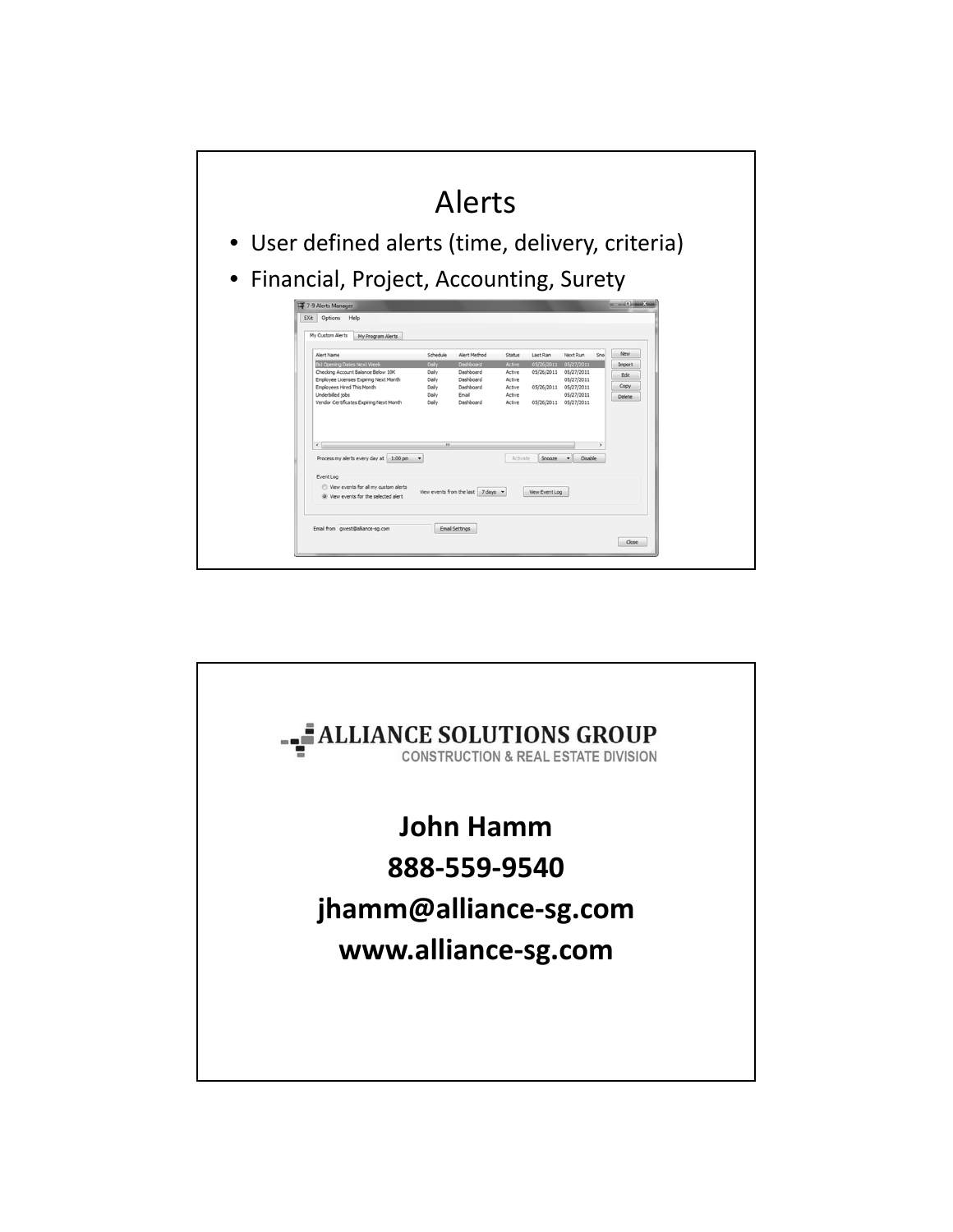# Alerts

- User defined alerts (time, delivery, criteria)
- Financial, Project, Accounting, Surety

ALLIANCE SOLUTIONS GROUP
CONSTRUCTION & REAL ESTATE DIVISION

**John Hamm**

**888-559-9540**

**jhamm@alliance-sg.com**

**www.alliance-sg.com**